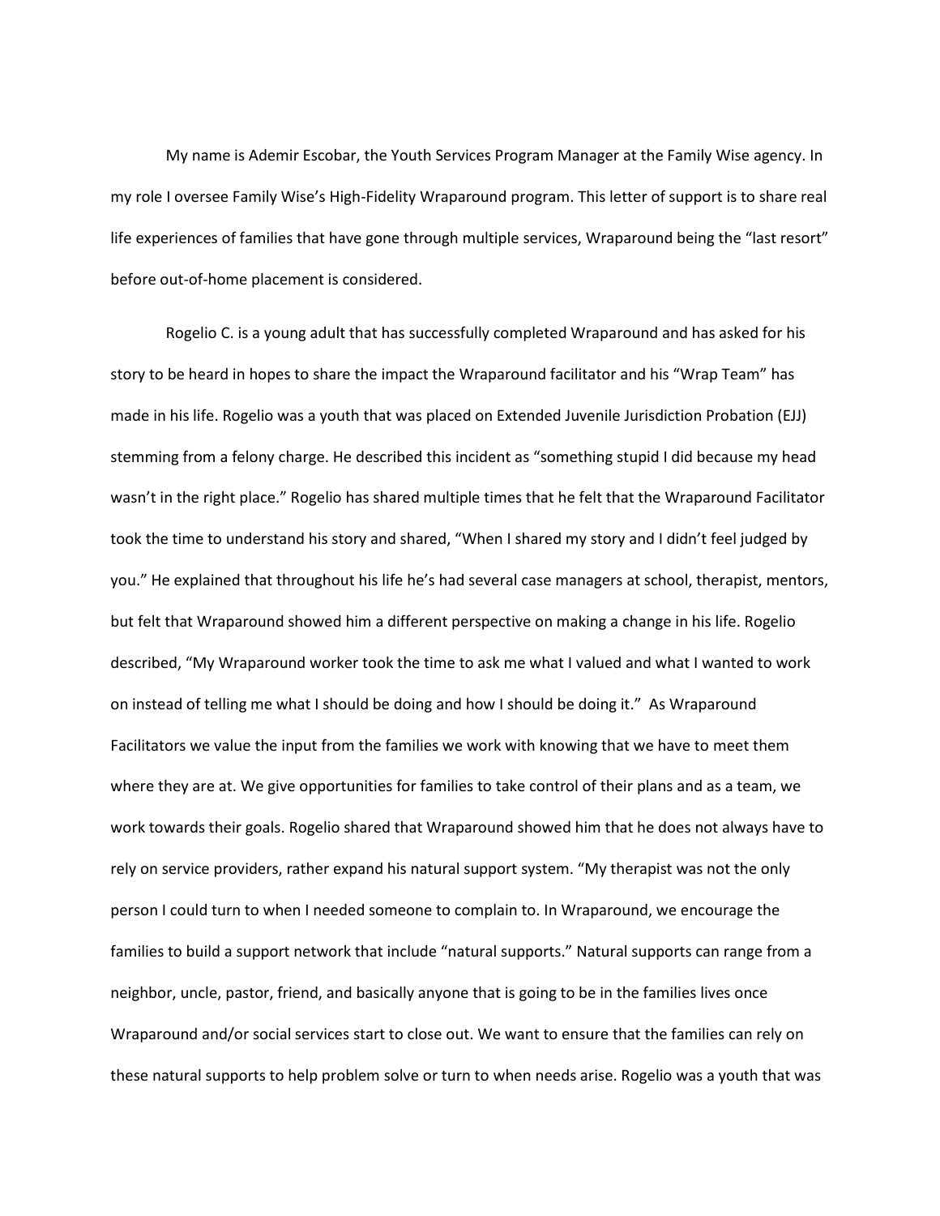My name is Ademir Escobar, the Youth Services Program Manager at the Family Wise agency. In my role I oversee Family Wise's High-Fidelity Wraparound program. This letter of support is to share real life experiences of families that have gone through multiple services, Wraparound being the "last resort" before out-of-home placement is considered.

Rogelio C. is a young adult that has successfully completed Wraparound and has asked for his story to be heard in hopes to share the impact the Wraparound facilitator and his "Wrap Team" has made in his life. Rogelio was a youth that was placed on Extended Juvenile Jurisdiction Probation (EJJ) stemming from a felony charge. He described this incident as "something stupid I did because my head wasn't in the right place." Rogelio has shared multiple times that he felt that the Wraparound Facilitator took the time to understand his story and shared, "When I shared my story and I didn't feel judged by you." He explained that throughout his life he's had several case managers at school, therapist, mentors, but felt that Wraparound showed him a different perspective on making a change in his life. Rogelio described, "My Wraparound worker took the time to ask me what I valued and what I wanted to work on instead of telling me what I should be doing and how I should be doing it." As Wraparound Facilitators we value the input from the families we work with knowing that we have to meet them where they are at. We give opportunities for families to take control of their plans and as a team, we work towards their goals. Rogelio shared that Wraparound showed him that he does not always have to rely on service providers, rather expand his natural support system. "My therapist was not the only person I could turn to when I needed someone to complain to. In Wraparound, we encourage the families to build a support network that include "natural supports." Natural supports can range from a neighbor, uncle, pastor, friend, and basically anyone that is going to be in the families lives once Wraparound and/or social services start to close out. We want to ensure that the families can rely on these natural supports to help problem solve or turn to when needs arise. Rogelio was a youth that was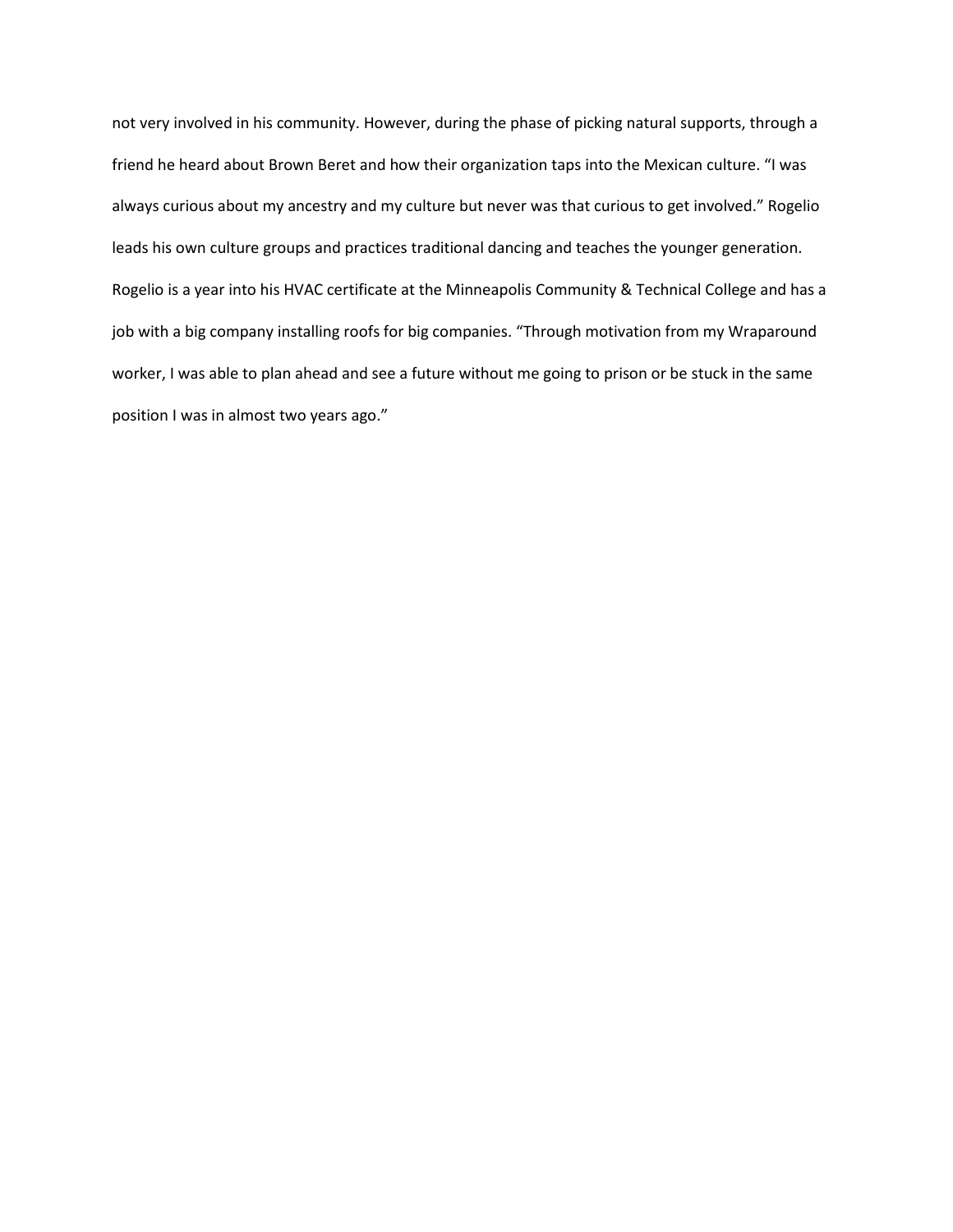not very involved in his community. However, during the phase of picking natural supports, through a friend he heard about Brown Beret and how their organization taps into the Mexican culture. “I was always curious about my ancestry and my culture but never was that curious to get involved.” Rogelio leads his own culture groups and practices traditional dancing and teaches the younger generation. Rogelio is a year into his HVAC certificate at the Minneapolis Community & Technical College and has a job with a big company installing roofs for big companies. “Through motivation from my Wraparound worker, I was able to plan ahead and see a future without me going to prison or be stuck in the same position I was in almost two years ago.”